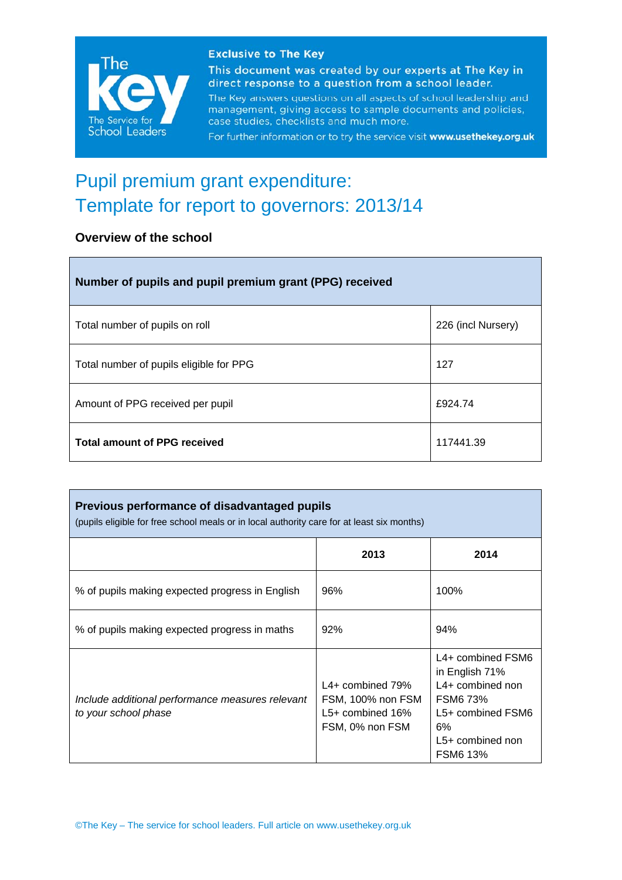**Exclusive to The Key**

This document was created by our experts at The Key in direct response to a question from a school leader.

The Key answers questions on all aspects of school leadership and management, giving access to sample documents and policies, case studies, checklists and much more.

For further information or to try the service visit **www.usethekey.org.uk**

# Pupil premium grant expenditure: Template for report to governors: 2013/14

### Overview of the school

| **Number of pupils and pupil premium grant (PPG) received** | |
|---|---|
| Total number of pupils on roll | 226 (incl Nursery) |
| Total number of pupils eligible for PPG | 127 |
| Amount of PPG received per pupil | £924.74 |
| **Total amount of PPG received** | 117441.39 |

| **Previous performance of disadvantaged pupils** (pupils eligible for free school meals or in local authority care for at least six months) | | |
|---|---|---|
| | **2013** | **2014** |
| % of pupils making expected progress in English | 96% | 100% |
| % of pupils making expected progress in maths | 92% | 94% |
| *Include additional performance measures relevant to your school phase* | L4+ combined 79% FSM, 100% non FSM L5+ combined 16% FSM, 0% non FSM | L4+ combined FSM6 in English 71% L4+ combined non FSM6 73% L5+ combined FSM6 6% L5+ combined non FSM6 13% |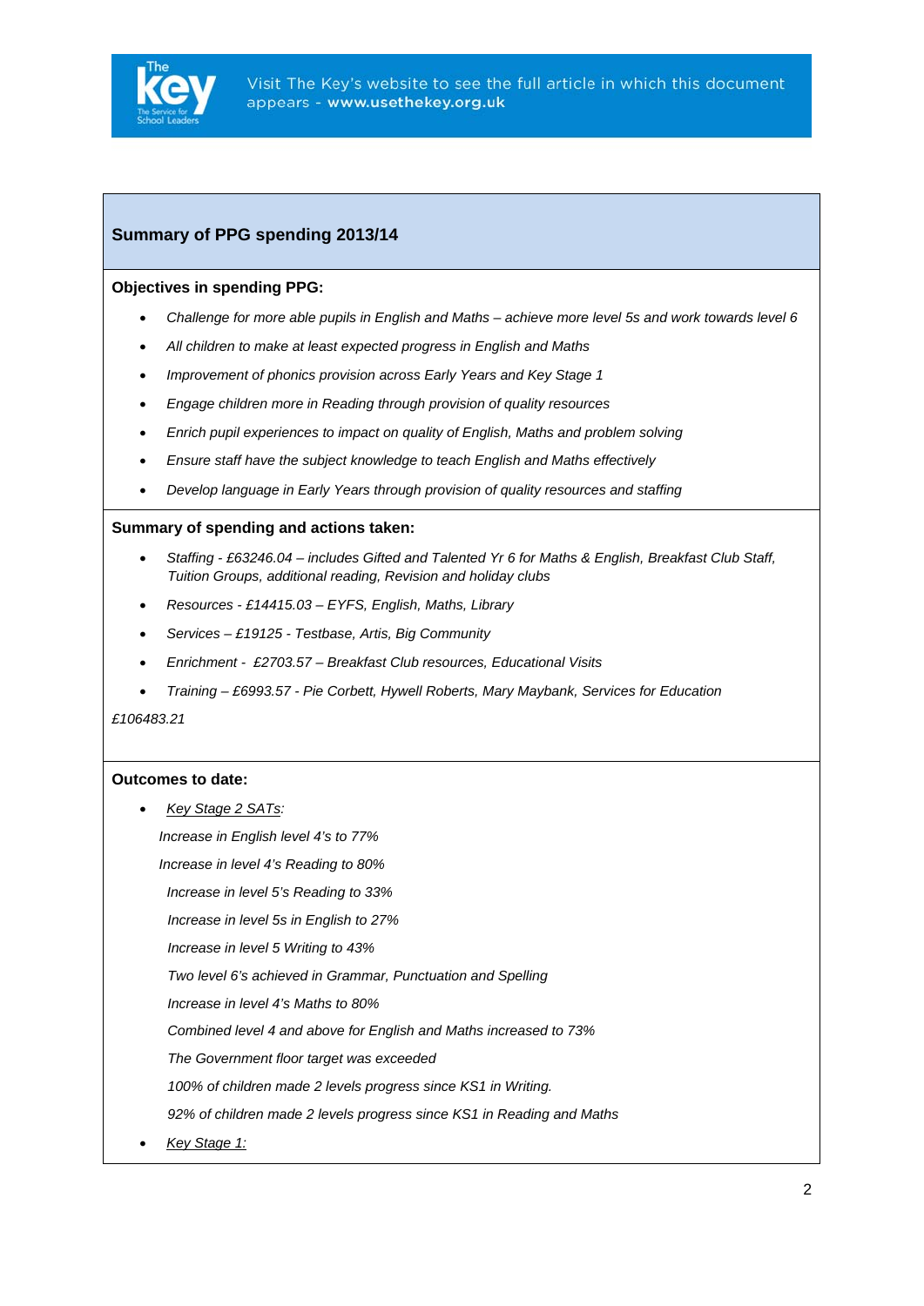## Summary of PPG spending 2013/14

**Objectives in spending PPG:**

- *Challenge for more able pupils in English and Maths – achieve more level 5s and work towards level 6*
- *All children to make at least expected progress in English and Maths*
- *Improvement of phonics provision across Early Years and Key Stage 1*
- *Engage children more in Reading through provision of quality resources*
- *Enrich pupil experiences to impact on quality of English, Maths and problem solving*
- *Ensure staff have the subject knowledge to teach English and Maths effectively*
- *Develop language in Early Years through provision of quality resources and staffing*

**Summary of spending and actions taken:**

- *Staffing - £63246.04 – includes Gifted and Talented Yr 6 for Maths & English, Breakfast Club Staff, Tuition Groups, additional reading, Revision and holiday clubs*
- *Resources - £14415.03 – EYFS, English, Maths, Library*
- *Services – £19125 - Testbase, Artis, Big Community*
- *Enrichment - £2703.57 – Breakfast Club resources, Educational Visits*
- *Training – £6993.57 - Pie Corbett, Hywell Roberts, Mary Maybank, Services for Education*

*£106483.21*

**Outcomes to date:**

- *Key Stage 2 SATs:*

  *Increase in English level 4's to 77%*

  *Increase in level 4's Reading to 80%*

  *Increase in level 5's Reading to 33%*

  *Increase in level 5s in English to 27%*

  *Increase in level 5 Writing to 43%*

  *Two level 6's achieved in Grammar, Punctuation and Spelling*

  *Increase in level 4's Maths to 80%*

  *Combined level 4 and above for English and Maths increased to 73%*

  *The Government floor target was exceeded*

  *100% of children made 2 levels progress since KS1 in Writing.*

  *92% of children made 2 levels progress since KS1 in Reading and Maths*

- *Key Stage 1:*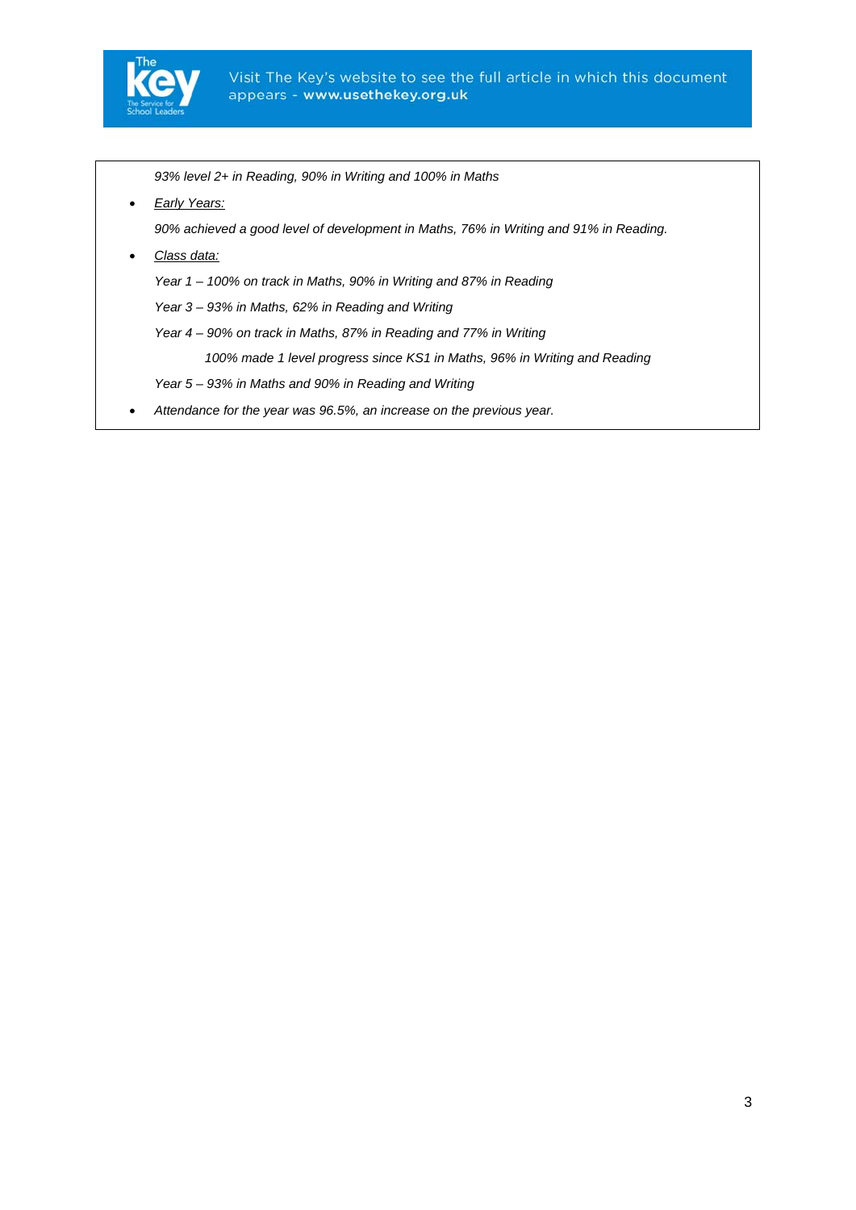*93% level 2+ in Reading, 90% in Writing and 100% in Maths*

- *Early Years:*

  *90% achieved a good level of development in Maths, 76% in Writing and 91% in Reading.*

- *Class data:*

  *Year 1 – 100% on track in Maths, 90% in Writing and 87% in Reading*

  *Year 3 – 93% in Maths, 62% in Reading and Writing*

  *Year 4 – 90% on track in Maths, 87% in Reading and 77% in Writing*

  *100% made 1 level progress since KS1 in Maths, 96% in Writing and Reading*

  *Year 5 – 93% in Maths and 90% in Reading and Writing*

- *Attendance for the year was 96.5%, an increase on the previous year.*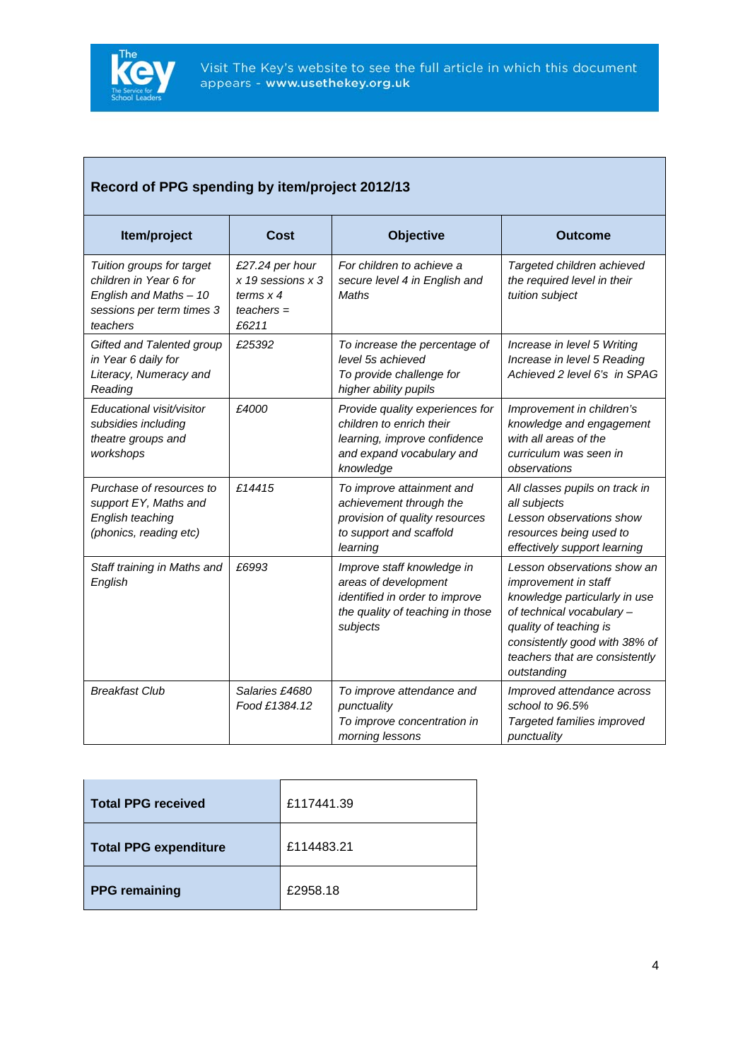## Record of PPG spending by item/project 2012/13

| Item/project | Cost | Objective | Outcome |
|---|---|---|---|
| *Tuition groups for target children in Year 6 for English and Maths – 10 sessions per term times 3 teachers* | *£27.24 per hour x 19 sessions x 3 terms x 4 teachers = £6211* | *For children to achieve a secure level 4 in English and Maths* | *Targeted children achieved the required level in their tuition subject* |
| *Gifted and Talented group in Year 6 daily for Literacy, Numeracy and Reading* | *£25392* | *To increase the percentage of level 5s achieved*<br>*To provide challenge for higher ability pupils* | *Increase in level 5 Writing*<br>*Increase in level 5 Reading*<br>*Achieved 2 level 6's in SPAG* |
| *Educational visit/visitor subsidies including theatre groups and workshops* | *£4000* | *Provide quality experiences for children to enrich their learning, improve confidence and expand vocabulary and knowledge* | *Improvement in children's knowledge and engagement with all areas of the curriculum was seen in observations* |
| *Purchase of resources to support EY, Maths and English teaching (phonics, reading etc)* | *£14415* | *To improve attainment and achievement through the provision of quality resources to support and scaffold learning* | *All classes pupils on track in all subjects*<br>*Lesson observations show resources being used to effectively support learning* |
| *Staff training in Maths and English* | *£6993* | *Improve staff knowledge in areas of development identified in order to improve the quality of teaching in those subjects* | *Lesson observations show an improvement in staff knowledge particularly in use of technical vocabulary – quality of teaching is consistently good with 38% of teachers that are consistently outstanding* |
| *Breakfast Club* | *Salaries £4680*<br>*Food £1384.12* | *To improve attendance and punctuality*<br>*To improve concentration in morning lessons* | *Improved attendance across school to 96.5%*<br>*Targeted families improved punctuality* |

| | |
|---|---|
| **Total PPG received** | £117441.39 |
| **Total PPG expenditure** | £114483.21 |
| **PPG remaining** | £2958.18 |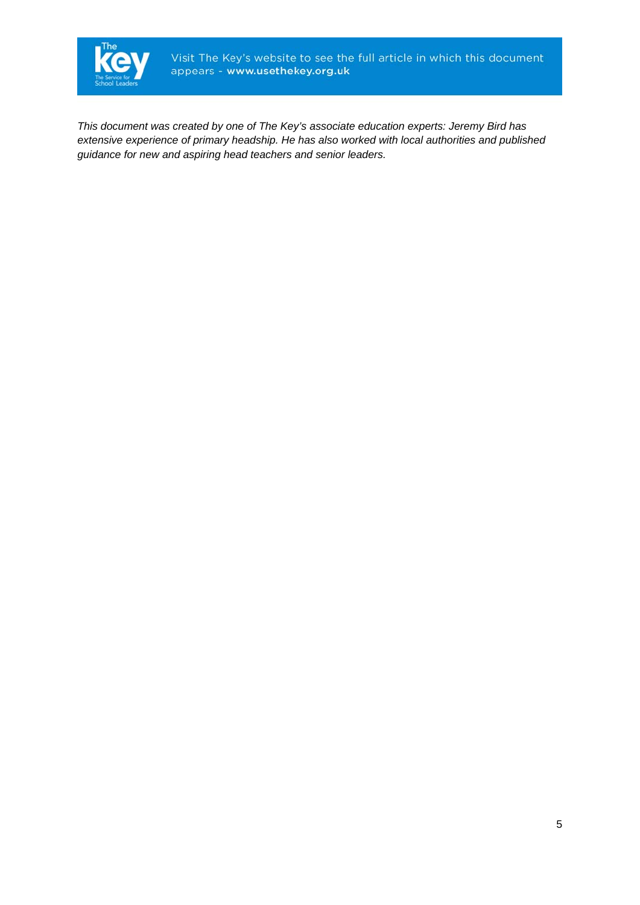*This document was created by one of The Key's associate education experts: Jeremy Bird has extensive experience of primary headship. He has also worked with local authorities and published guidance for new and aspiring head teachers and senior leaders.*